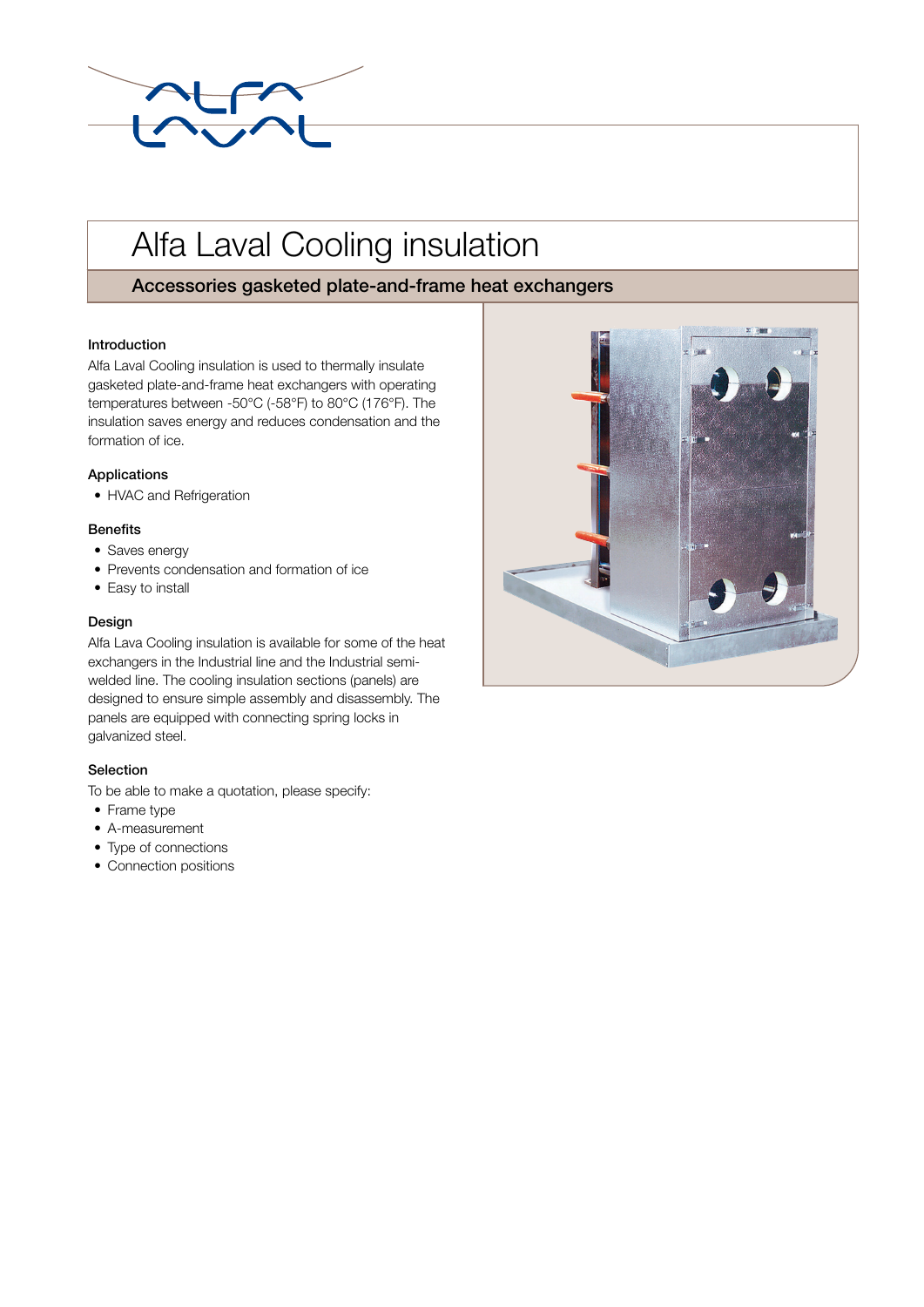# Alfa Laval Cooling insulation

## Accessories gasketed plate-and-frame heat exchangers

### Introduction

Alfa Laval Cooling insulation is used to thermally insulate gasketed plate-and-frame heat exchangers with operating temperatures between -50°C (-58°F) to 80°C (176°F). The insulation saves energy and reduces condensation and the formation of ice.

### Applications

- HVAC and Refrigeration

### Benefits

- Saves energy
- Prevents condensation and formation of ice
- Easy to install

### Design

Alfa Lava Cooling insulation is available for some of the heat exchangers in the Industrial line and the Industrial semi-welded line. The cooling insulation sections (panels) are designed to ensure simple assembly and disassembly. The panels are equipped with connecting spring locks in galvanized steel.

### Selection

To be able to make a quotation, please specify:

- Frame type
- A-measurement
- Type of connections
- Connection positions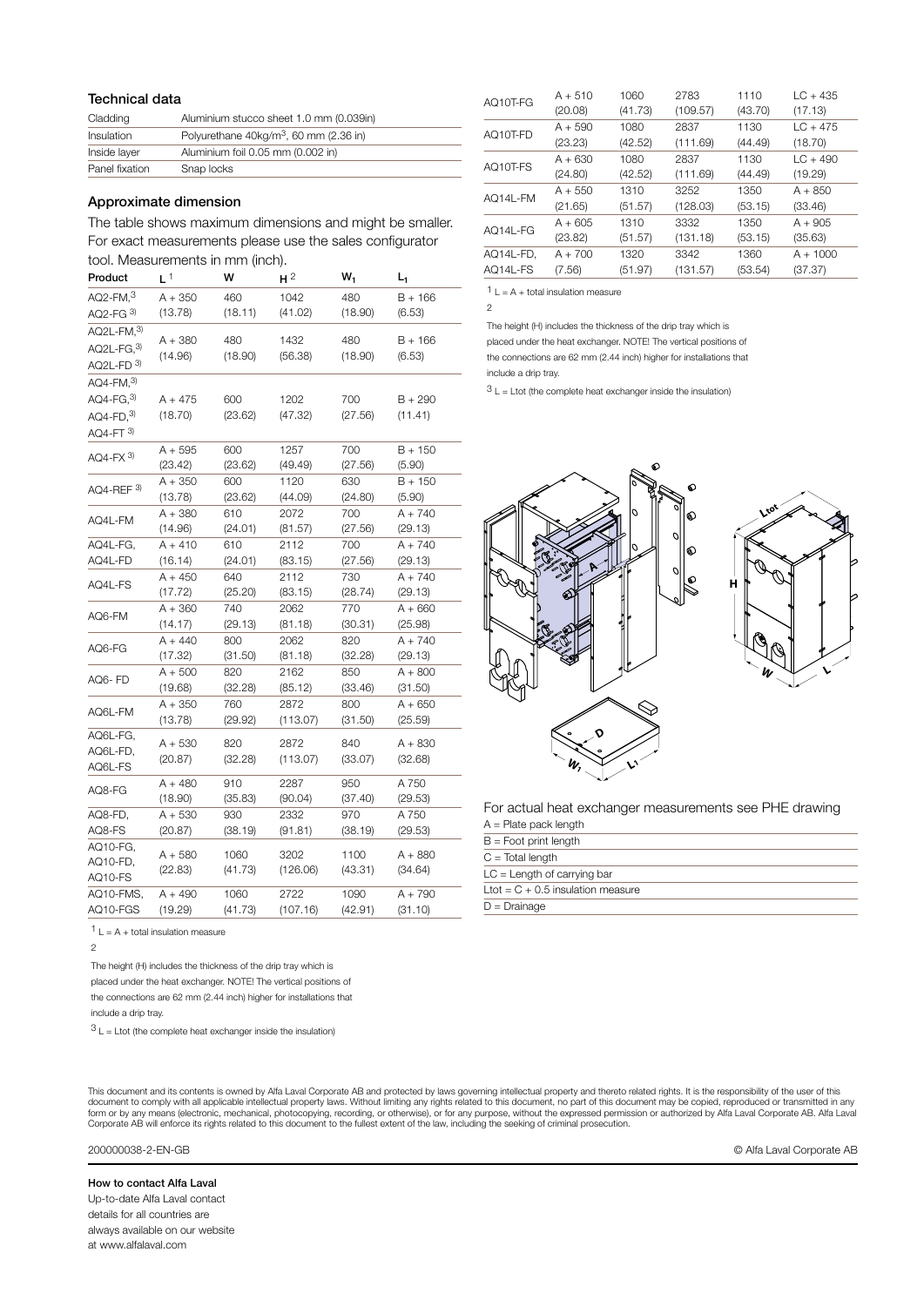### Technical data

| | |
|---|---|
| Cladding | Aluminium stucco sheet 1.0 mm (0.039in) |
| Insulation | Polyurethane 40kg/m$^3$, 60 mm (2.36 in) |
| Inside layer | Aluminium foil 0.05 mm (0.002 in) |
| Panel fixation | Snap locks |

### Approximate dimension

The table shows maximum dimensions and might be smaller. For exact measurements please use the sales configurator tool. Measurements in mm (inch).

| Product | L [1] | W | H [2] | $W_1$ | $L_1$ |
|---|---|---|---|---|---|
| AQ2-FM,[3] AQ2-FG [3] | A + 350 (13.78) | 460 (18.11) | 1042 (41.02) | 480 (18.90) | B + 166 (6.53) |
| AQ2L-FM,[3] AQ2L-FG,[3] AQ2L-FD [3] | A + 380 (14.96) | 480 (18.90) | 1432 (56.38) | 480 (18.90) | B + 166 (6.53) |
| AQ4-FM,[3] AQ4-FG,[3] AQ4-FD,[3] AQ4-FT [3] | A + 475 (18.70) | 600 (23.62) | 1202 (47.32) | 700 (27.56) | B + 290 (11.41) |
| AQ4-FX [3] | A + 595 (23.42) | 600 (23.62) | 1257 (49.49) | 700 (27.56) | B + 150 (5.90) |
| AQ4-REF [3] | A + 350 (13.78) | 600 (23.62) | 1120 (44.09) | 630 (24.80) | B + 150 (5.90) |
| AQ4L-FM | A + 380 (14.96) | 610 (24.01) | 2072 (81.57) | 700 (27.56) | A + 740 (29.13) |
| AQ4L-FG, AQ4L-FD | A + 410 (16.14) | 610 (24.01) | 2112 (83.15) | 700 (27.56) | A + 740 (29.13) |
| AQ4L-FS | A + 450 (17.72) | 640 (25.20) | 2112 (83.15) | 730 (28.74) | A + 740 (29.13) |
| AQ6-FM | A + 360 (14.17) | 740 (29.13) | 2062 (81.18) | 770 (30.31) | A + 660 (25.98) |
| AQ6-FG | A + 440 (17.32) | 800 (31.50) | 2062 (81.18) | 820 (32.28) | A + 740 (29.13) |
| AQ6- FD | A + 500 (19.68) | 820 (32.28) | 2162 (85.12) | 850 (33.46) | A + 800 (31.50) |
| AQ6L-FM | A + 350 (13.78) | 760 (29.92) | 2872 (113.07) | 800 (31.50) | A + 650 (25.59) |
| AQ6L-FG, AQ6L-FD, AQ6L-FS | A + 530 (20.87) | 820 (32.28) | 2872 (113.07) | 840 (33.07) | A + 830 (32.68) |
| AQ8-FG | A + 480 (18.90) | 910 (35.83) | 2287 (90.04) | 950 (37.40) | A 750 (29.53) |
| AQ8-FD, AQ8-FS | A + 530 (20.87) | 930 (38.19) | 2332 (91.81) | 970 (38.19) | A 750 (29.53) |
| AQ10-FG, AQ10-FD, AQ10-FS | A + 580 (22.83) | 1060 (41.73) | 3202 (126.06) | 1100 (43.31) | A + 880 (34.64) |
| AQ10-FMS, AQ10-FGS | A + 490 (19.29) | 1060 (41.73) | 2722 (107.16) | 1090 (42.91) | A + 790 (31.10) |
| AQ10T-FG | A + 510 (20.08) | 1060 (41.73) | 2783 (109.57) | 1110 (43.70) | LC + 435 (17.13) |
| AQ10T-FD | A + 590 (23.23) | 1080 (42.52) | 2837 (111.69) | 1130 (44.49) | LC + 475 (18.70) |
| AQ10T-FS | A + 630 (24.80) | 1080 (42.52) | 2837 (111.69) | 1130 (44.49) | LC + 490 (19.29) |
| AQ14L-FM | A + 550 (21.65) | 1310 (51.57) | 3252 (128.03) | 1350 (53.15) | A + 850 (33.46) |
| AQ14L-FG | A + 605 (23.82) | 1310 (51.57) | 3332 (131.18) | 1350 (53.15) | A + 905 (35.63) |
| AQ14L-FD, AQ14L-FS | A + 700 (7.56) | 1320 (51.97) | 3342 (131.57) | 1360 (53.54) | A + 1000 (37.37) |

[1] L = A + total insulation measure

[2] The height (H) includes the thickness of the drip tray which is placed under the heat exchanger. NOTE! The vertical positions of the connections are 62 mm (2.44 inch) higher for installations that include a drip tray.

[3] L = Ltot (the complete heat exchanger inside the insulation)

A
D
$W_1$
$L_1$
H
W
L
$L_{tot}$

For actual heat exchanger measurements see PHE drawing

A = Plate pack length
B = Foot print length
C = Total length
LC = Length of carrying bar
Ltot = C + 0.5 insulation measure
D = Drainage

This document and its contents is owned by Alfa Laval Corporate AB and protected by laws governing intellectual property and thereto related rights. It is the responsibility of the user of this document to comply with all applicable intellectual property laws. Without limiting any rights related to this document, no part of this document may be copied, reproduced or transmitted in any form or by any means (electronic, mechanical, photocopying, recording, or otherwise), or for any purpose, without the expressed permission or authorized by Alfa Laval Corporate AB. Alfa Laval Corporate AB will enforce its rights related to this document to the fullest extent of the law, including the seeking of criminal prosecution.

200000038-2-EN-GB

© Alfa Laval Corporate AB

**How to contact Alfa Laval**

Up-to-date Alfa Laval contact details for all countries are always available on our website at www.alfalaval.com